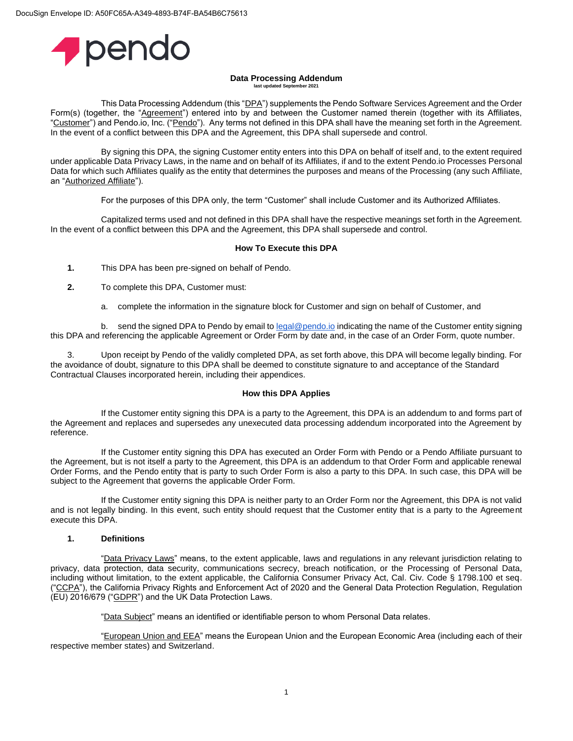DocuSign Envelope ID: A50FC65A-A349-4893-B74F-BA54B6C75613

pendo

# Data Processing Addendum

last updated September 2021

This Data Processing Addendum (this "DPA") supplements the Pendo Software Services Agreement and the Order Form(s) (together, the "Agreement") entered into by and between the Customer named therein (together with its Affiliates, "Customer") and Pendo.io, Inc. ("Pendo"). Any terms not defined in this DPA shall have the meaning set forth in the Agreement. In the event of a conflict between this DPA and the Agreement, this DPA shall supersede and control.

By signing this DPA, the signing Customer entity enters into this DPA on behalf of itself and, to the extent required under applicable Data Privacy Laws, in the name and on behalf of its Affiliates, if and to the extent Pendo.io Processes Personal Data for which such Affiliates qualify as the entity that determines the purposes and means of the Processing (any such Affiliate, an "Authorized Affiliate").

For the purposes of this DPA only, the term "Customer" shall include Customer and its Authorized Affiliates.

Capitalized terms used and not defined in this DPA shall have the respective meanings set forth in the Agreement. In the event of a conflict between this DPA and the Agreement, this DPA shall supersede and control.

## How To Execute this DPA

1. This DPA has been pre-signed on behalf of Pendo.

2. To complete this DPA, Customer must:

   a. complete the information in the signature block for Customer and sign on behalf of Customer, and

   b. send the signed DPA to Pendo by email to legal@pendo.io indicating the name of the Customer entity signing this DPA and referencing the applicable Agreement or Order Form by date and, in the case of an Order Form, quote number.

3. Upon receipt by Pendo of the validly completed DPA, as set forth above, this DPA will become legally binding. For the avoidance of doubt, signature to this DPA shall be deemed to constitute signature to and acceptance of the Standard Contractual Clauses incorporated herein, including their appendices.

## How this DPA Applies

If the Customer entity signing this DPA is a party to the Agreement, this DPA is an addendum to and forms part of the Agreement and replaces and supersedes any unexecuted data processing addendum incorporated into the Agreement by reference.

If the Customer entity signing this DPA has executed an Order Form with Pendo or a Pendo Affiliate pursuant to the Agreement, but is not itself a party to the Agreement, this DPA is an addendum to that Order Form and applicable renewal Order Forms, and the Pendo entity that is party to such Order Form is also a party to this DPA. In such case, this DPA will be subject to the Agreement that governs the applicable Order Form.

If the Customer entity signing this DPA is neither party to an Order Form nor the Agreement, this DPA is not valid and is not legally binding. In this event, such entity should request that the Customer entity that is a party to the Agreement execute this DPA.

## 1. Definitions

"Data Privacy Laws" means, to the extent applicable, laws and regulations in any relevant jurisdiction relating to privacy, data protection, data security, communications secrecy, breach notification, or the Processing of Personal Data, including without limitation, to the extent applicable, the California Consumer Privacy Act, Cal. Civ. Code § 1798.100 et seq. ("CCPA"), the California Privacy Rights and Enforcement Act of 2020 and the General Data Protection Regulation, Regulation (EU) 2016/679 ("GDPR") and the UK Data Protection Laws.

"Data Subject" means an identified or identifiable person to whom Personal Data relates.

"European Union and EEA" means the European Union and the European Economic Area (including each of their respective member states) and Switzerland.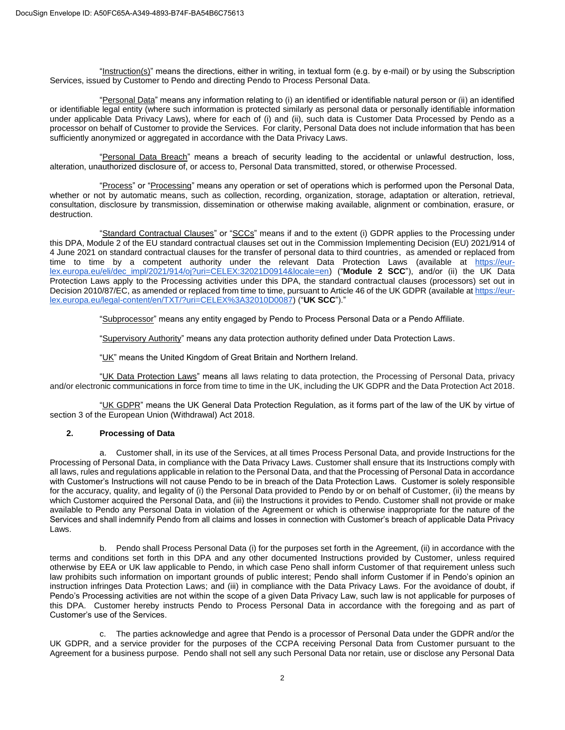"Instruction(s)" means the directions, either in writing, in textual form (e.g. by e-mail) or by using the Subscription Services, issued by Customer to Pendo and directing Pendo to Process Personal Data.

"Personal Data" means any information relating to (i) an identified or identifiable natural person or (ii) an identified or identifiable legal entity (where such information is protected similarly as personal data or personally identifiable information under applicable Data Privacy Laws), where for each of (i) and (ii), such data is Customer Data Processed by Pendo as a processor on behalf of Customer to provide the Services. For clarity, Personal Data does not include information that has been sufficiently anonymized or aggregated in accordance with the Data Privacy Laws.

"Personal Data Breach" means a breach of security leading to the accidental or unlawful destruction, loss, alteration, unauthorized disclosure of, or access to, Personal Data transmitted, stored, or otherwise Processed.

"Process" or "Processing" means any operation or set of operations which is performed upon the Personal Data, whether or not by automatic means, such as collection, recording, organization, storage, adaptation or alteration, retrieval, consultation, disclosure by transmission, dissemination or otherwise making available, alignment or combination, erasure, or destruction.

"Standard Contractual Clauses" or "SCCs" means if and to the extent (i) GDPR applies to the Processing under this DPA, Module 2 of the EU standard contractual clauses set out in the Commission Implementing Decision (EU) 2021/914 of 4 June 2021 on standard contractual clauses for the transfer of personal data to third countries, as amended or replaced from time to time by a competent authority under the relevant Data Protection Laws (available at https://eur-lex.europa.eu/eli/dec_impl/2021/914/oj?uri=CELEX:32021D0914&locale=en) ("**Module 2 SCC**"), and/or (ii) the UK Data Protection Laws apply to the Processing activities under this DPA, the standard contractual clauses (processors) set out in Decision 2010/87/EC, as amended or replaced from time to time, pursuant to Article 46 of the UK GDPR (available at https://eur-lex.europa.eu/legal-content/en/TXT/?uri=CELEX%3A32010D0087) ("**UK SCC**")."

"Subprocessor" means any entity engaged by Pendo to Process Personal Data or a Pendo Affiliate.

"Supervisory Authority" means any data protection authority defined under Data Protection Laws.

"UK" means the United Kingdom of Great Britain and Northern Ireland.

"UK Data Protection Laws" means all laws relating to data protection, the Processing of Personal Data, privacy and/or electronic communications in force from time to time in the UK, including the UK GDPR and the Data Protection Act 2018.

"UK GDPR" means the UK General Data Protection Regulation, as it forms part of the law of the UK by virtue of section 3 of the European Union (Withdrawal) Act 2018.

## 2. Processing of Data

a. Customer shall, in its use of the Services, at all times Process Personal Data, and provide Instructions for the Processing of Personal Data, in compliance with the Data Privacy Laws. Customer shall ensure that its Instructions comply with all laws, rules and regulations applicable in relation to the Personal Data, and that the Processing of Personal Data in accordance with Customer's Instructions will not cause Pendo to be in breach of the Data Protection Laws. Customer is solely responsible for the accuracy, quality, and legality of (i) the Personal Data provided to Pendo by or on behalf of Customer, (ii) the means by which Customer acquired the Personal Data, and (iii) the Instructions it provides to Pendo. Customer shall not provide or make available to Pendo any Personal Data in violation of the Agreement or which is otherwise inappropriate for the nature of the Services and shall indemnify Pendo from all claims and losses in connection with Customer's breach of applicable Data Privacy Laws.

b. Pendo shall Process Personal Data (i) for the purposes set forth in the Agreement, (ii) in accordance with the terms and conditions set forth in this DPA and any other documented Instructions provided by Customer, unless required otherwise by EEA or UK law applicable to Pendo, in which case Peno shall inform Customer of that requirement unless such law prohibits such information on important grounds of public interest; Pendo shall inform Customer if in Pendo's opinion an instruction infringes Data Protection Laws; and (iii) in compliance with the Data Privacy Laws. For the avoidance of doubt, if Pendo's Processing activities are not within the scope of a given Data Privacy Law, such law is not applicable for purposes of this DPA. Customer hereby instructs Pendo to Process Personal Data in accordance with the foregoing and as part of Customer's use of the Services.

c. The parties acknowledge and agree that Pendo is a processor of Personal Data under the GDPR and/or the UK GDPR, and a service provider for the purposes of the CCPA receiving Personal Data from Customer pursuant to the Agreement for a business purpose. Pendo shall not sell any such Personal Data nor retain, use or disclose any Personal Data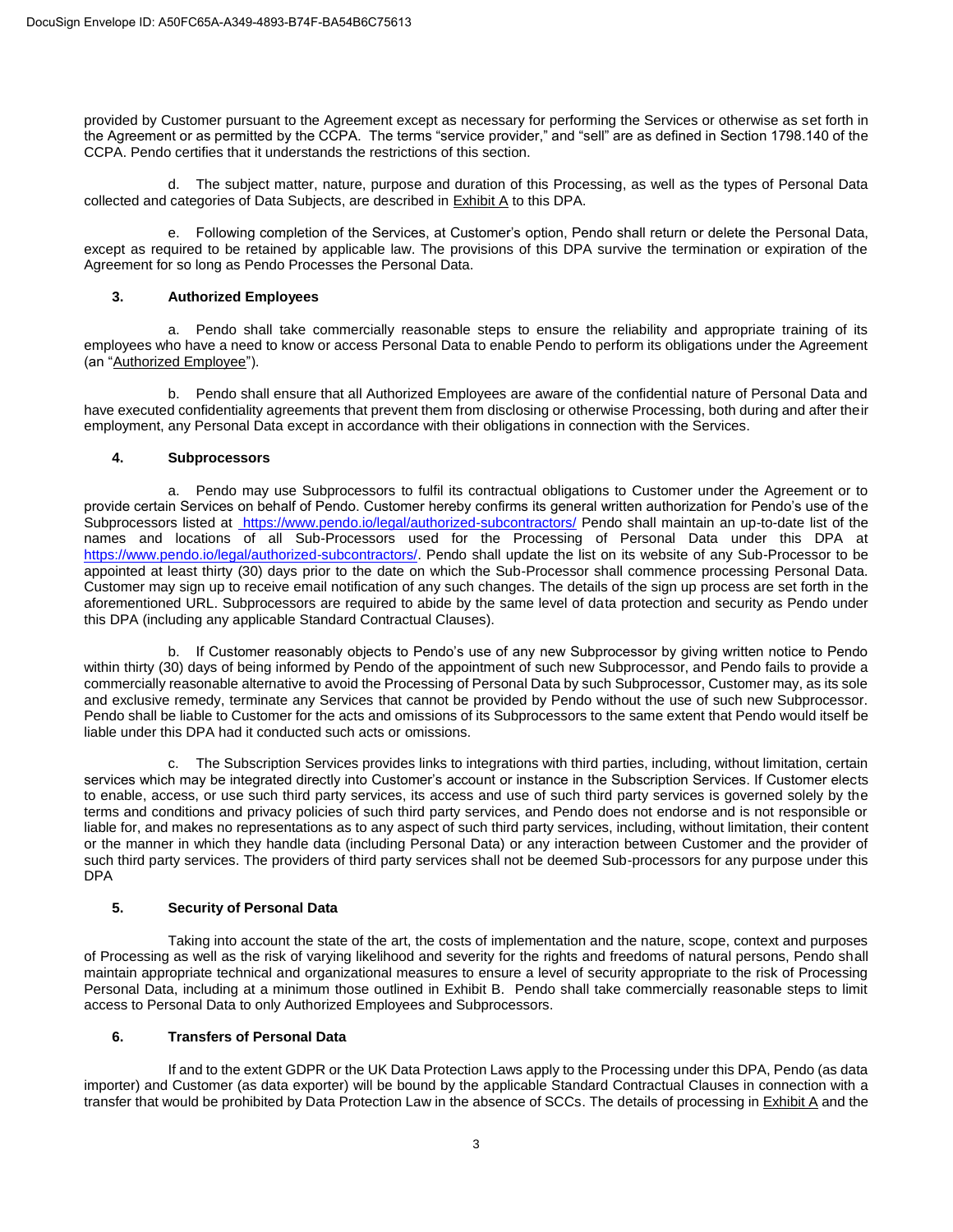provided by Customer pursuant to the Agreement except as necessary for performing the Services or otherwise as set forth in the Agreement or as permitted by the CCPA. The terms "service provider," and "sell" are as defined in Section 1798.140 of the CCPA. Pendo certifies that it understands the restrictions of this section.

d. The subject matter, nature, purpose and duration of this Processing, as well as the types of Personal Data collected and categories of Data Subjects, are described in Exhibit A to this DPA.

e. Following completion of the Services, at Customer's option, Pendo shall return or delete the Personal Data, except as required to be retained by applicable law. The provisions of this DPA survive the termination or expiration of the Agreement for so long as Pendo Processes the Personal Data.

### 3. Authorized Employees

a. Pendo shall take commercially reasonable steps to ensure the reliability and appropriate training of its employees who have a need to know or access Personal Data to enable Pendo to perform its obligations under the Agreement (an "Authorized Employee").

b. Pendo shall ensure that all Authorized Employees are aware of the confidential nature of Personal Data and have executed confidentiality agreements that prevent them from disclosing or otherwise Processing, both during and after their employment, any Personal Data except in accordance with their obligations in connection with the Services.

### 4. Subprocessors

a. Pendo may use Subprocessors to fulfil its contractual obligations to Customer under the Agreement or to provide certain Services on behalf of Pendo. Customer hereby confirms its general written authorization for Pendo's use of the Subprocessors listed at https://www.pendo.io/legal/authorized-subcontractors/ Pendo shall maintain an up-to-date list of the names and locations of all Sub-Processors used for the Processing of Personal Data under this DPA at https://www.pendo.io/legal/authorized-subcontractors/. Pendo shall update the list on its website of any Sub-Processor to be appointed at least thirty (30) days prior to the date on which the Sub-Processor shall commence processing Personal Data. Customer may sign up to receive email notification of any such changes. The details of the sign up process are set forth in the aforementioned URL. Subprocessors are required to abide by the same level of data protection and security as Pendo under this DPA (including any applicable Standard Contractual Clauses).

b. If Customer reasonably objects to Pendo's use of any new Subprocessor by giving written notice to Pendo within thirty (30) days of being informed by Pendo of the appointment of such new Subprocessor, and Pendo fails to provide a commercially reasonable alternative to avoid the Processing of Personal Data by such Subprocessor, Customer may, as its sole and exclusive remedy, terminate any Services that cannot be provided by Pendo without the use of such new Subprocessor. Pendo shall be liable to Customer for the acts and omissions of its Subprocessors to the same extent that Pendo would itself be liable under this DPA had it conducted such acts or omissions.

c. The Subscription Services provides links to integrations with third parties, including, without limitation, certain services which may be integrated directly into Customer's account or instance in the Subscription Services. If Customer elects to enable, access, or use such third party services, its access and use of such third party services is governed solely by the terms and conditions and privacy policies of such third party services, and Pendo does not endorse and is not responsible or liable for, and makes no representations as to any aspect of such third party services, including, without limitation, their content or the manner in which they handle data (including Personal Data) or any interaction between Customer and the provider of such third party services. The providers of third party services shall not be deemed Sub-processors for any purpose under this DPA

### 5. Security of Personal Data

Taking into account the state of the art, the costs of implementation and the nature, scope, context and purposes of Processing as well as the risk of varying likelihood and severity for the rights and freedoms of natural persons, Pendo shall maintain appropriate technical and organizational measures to ensure a level of security appropriate to the risk of Processing Personal Data, including at a minimum those outlined in Exhibit B. Pendo shall take commercially reasonable steps to limit access to Personal Data to only Authorized Employees and Subprocessors.

### 6. Transfers of Personal Data

If and to the extent GDPR or the UK Data Protection Laws apply to the Processing under this DPA, Pendo (as data importer) and Customer (as data exporter) will be bound by the applicable Standard Contractual Clauses in connection with a transfer that would be prohibited by Data Protection Law in the absence of SCCs. The details of processing in Exhibit A and the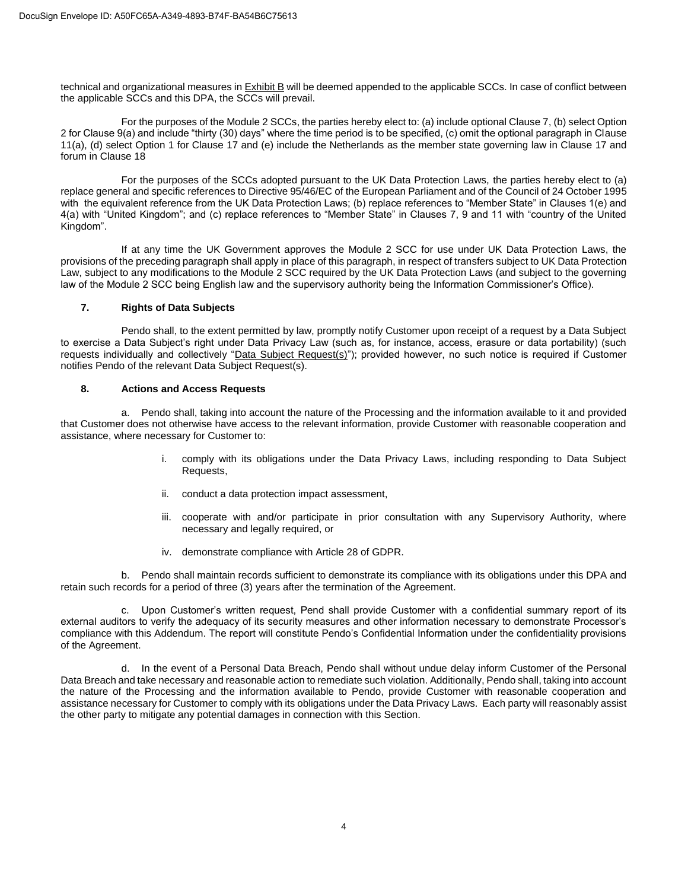technical and organizational measures in Exhibit B will be deemed appended to the applicable SCCs. In case of conflict between the applicable SCCs and this DPA, the SCCs will prevail.

For the purposes of the Module 2 SCCs, the parties hereby elect to: (a) include optional Clause 7, (b) select Option 2 for Clause 9(a) and include "thirty (30) days" where the time period is to be specified, (c) omit the optional paragraph in Clause 11(a), (d) select Option 1 for Clause 17 and (e) include the Netherlands as the member state governing law in Clause 17 and forum in Clause 18

For the purposes of the SCCs adopted pursuant to the UK Data Protection Laws, the parties hereby elect to (a) replace general and specific references to Directive 95/46/EC of the European Parliament and of the Council of 24 October 1995 with the equivalent reference from the UK Data Protection Laws; (b) replace references to "Member State" in Clauses 1(e) and 4(a) with "United Kingdom"; and (c) replace references to "Member State" in Clauses 7, 9 and 11 with "country of the United Kingdom".

If at any time the UK Government approves the Module 2 SCC for use under UK Data Protection Laws, the provisions of the preceding paragraph shall apply in place of this paragraph, in respect of transfers subject to UK Data Protection Law, subject to any modifications to the Module 2 SCC required by the UK Data Protection Laws (and subject to the governing law of the Module 2 SCC being English law and the supervisory authority being the Information Commissioner's Office).

### 7. Rights of Data Subjects

Pendo shall, to the extent permitted by law, promptly notify Customer upon receipt of a request by a Data Subject to exercise a Data Subject's right under Data Privacy Law (such as, for instance, access, erasure or data portability) (such requests individually and collectively "Data Subject Request(s)"); provided however, no such notice is required if Customer notifies Pendo of the relevant Data Subject Request(s).

### 8. Actions and Access Requests

a. Pendo shall, taking into account the nature of the Processing and the information available to it and provided that Customer does not otherwise have access to the relevant information, provide Customer with reasonable cooperation and assistance, where necessary for Customer to:

i. comply with its obligations under the Data Privacy Laws, including responding to Data Subject Requests,

ii. conduct a data protection impact assessment,

iii. cooperate with and/or participate in prior consultation with any Supervisory Authority, where necessary and legally required, or

iv. demonstrate compliance with Article 28 of GDPR.

b. Pendo shall maintain records sufficient to demonstrate its compliance with its obligations under this DPA and retain such records for a period of three (3) years after the termination of the Agreement.

c. Upon Customer's written request, Pend shall provide Customer with a confidential summary report of its external auditors to verify the adequacy of its security measures and other information necessary to demonstrate Processor's compliance with this Addendum. The report will constitute Pendo's Confidential Information under the confidentiality provisions of the Agreement.

d. In the event of a Personal Data Breach, Pendo shall without undue delay inform Customer of the Personal Data Breach and take necessary and reasonable action to remediate such violation. Additionally, Pendo shall, taking into account the nature of the Processing and the information available to Pendo, provide Customer with reasonable cooperation and assistance necessary for Customer to comply with its obligations under the Data Privacy Laws. Each party will reasonably assist the other party to mitigate any potential damages in connection with this Section.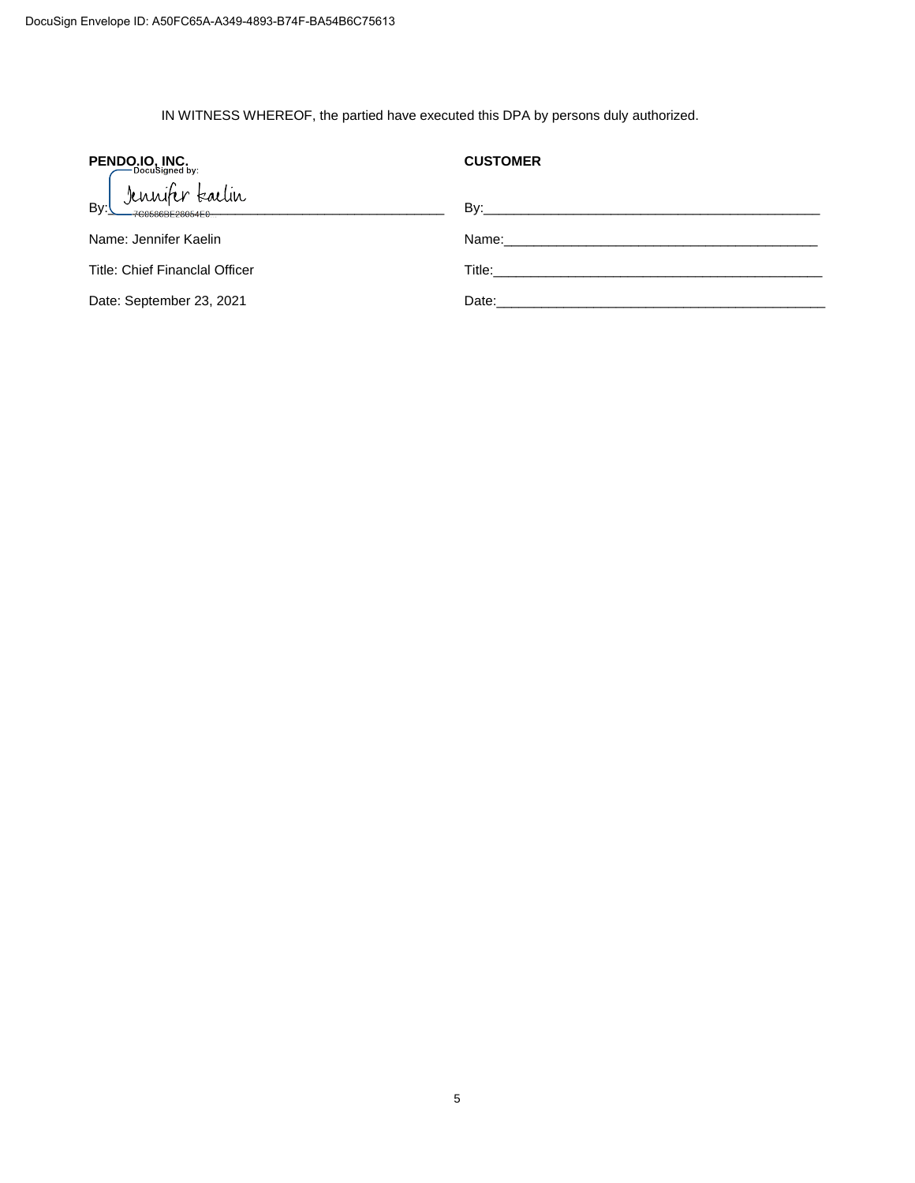IN WITNESS WHEREOF, the partied have executed this DPA by persons duly authorized.

| **PENDO.IO, INC.** | **CUSTOMER** |
| --- | --- |
| By: Jennifer Kaelin | By:_______________ |
| Name: Jennifer Kaelin | Name:_______________ |
| Title: Chief Financlal Officer | Title:_______________ |
| Date: September 23, 2021 | Date:_______________ |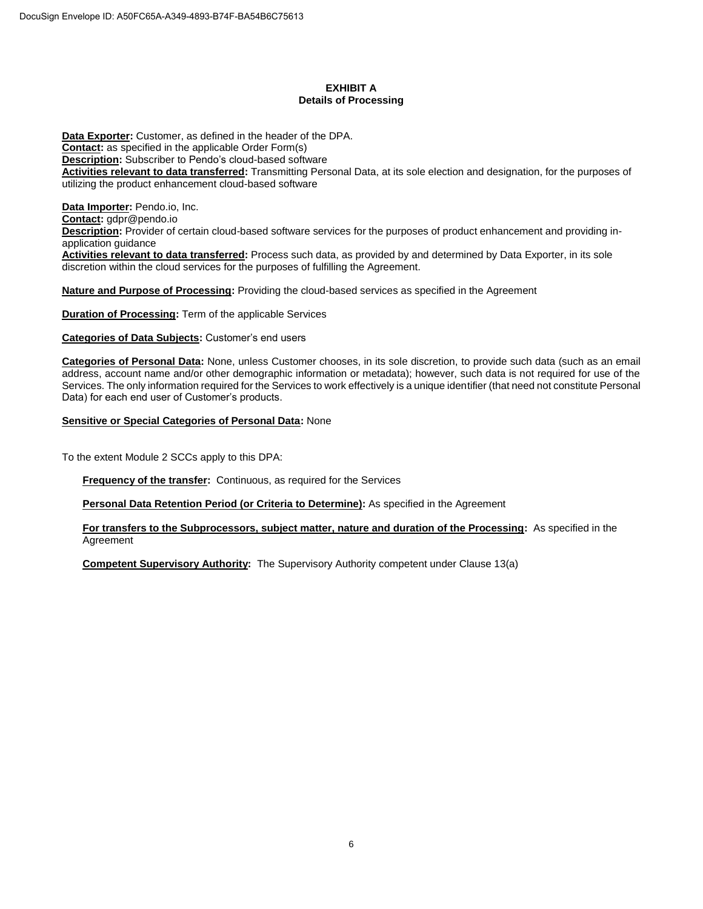**EXHIBIT A**
**Details of Processing**

**Data Exporter:** Customer, as defined in the header of the DPA.
**Contact:** as specified in the applicable Order Form(s)
**Description:** Subscriber to Pendo's cloud-based software
**Activities relevant to data transferred:** Transmitting Personal Data, at its sole election and designation, for the purposes of utilizing the product enhancement cloud-based software

**Data Importer:** Pendo.io, Inc.
**Contact:** gdpr@pendo.io
**Description:** Provider of certain cloud-based software services for the purposes of product enhancement and providing in-application guidance
**Activities relevant to data transferred:** Process such data, as provided by and determined by Data Exporter, in its sole discretion within the cloud services for the purposes of fulfilling the Agreement.

**Nature and Purpose of Processing:** Providing the cloud-based services as specified in the Agreement

**Duration of Processing:** Term of the applicable Services

**Categories of Data Subjects:** Customer's end users

**Categories of Personal Data:** None, unless Customer chooses, in its sole discretion, to provide such data (such as an email address, account name and/or other demographic information or metadata); however, such data is not required for use of the Services. The only information required for the Services to work effectively is a unique identifier (that need not constitute Personal Data) for each end user of Customer's products.

**Sensitive or Special Categories of Personal Data:** None

To the extent Module 2 SCCs apply to this DPA:

**Frequency of the transfer:** Continuous, as required for the Services

**Personal Data Retention Period (or Criteria to Determine):** As specified in the Agreement

**For transfers to the Subprocessors, subject matter, nature and duration of the Processing:** As specified in the Agreement

**Competent Supervisory Authority:** The Supervisory Authority competent under Clause 13(a)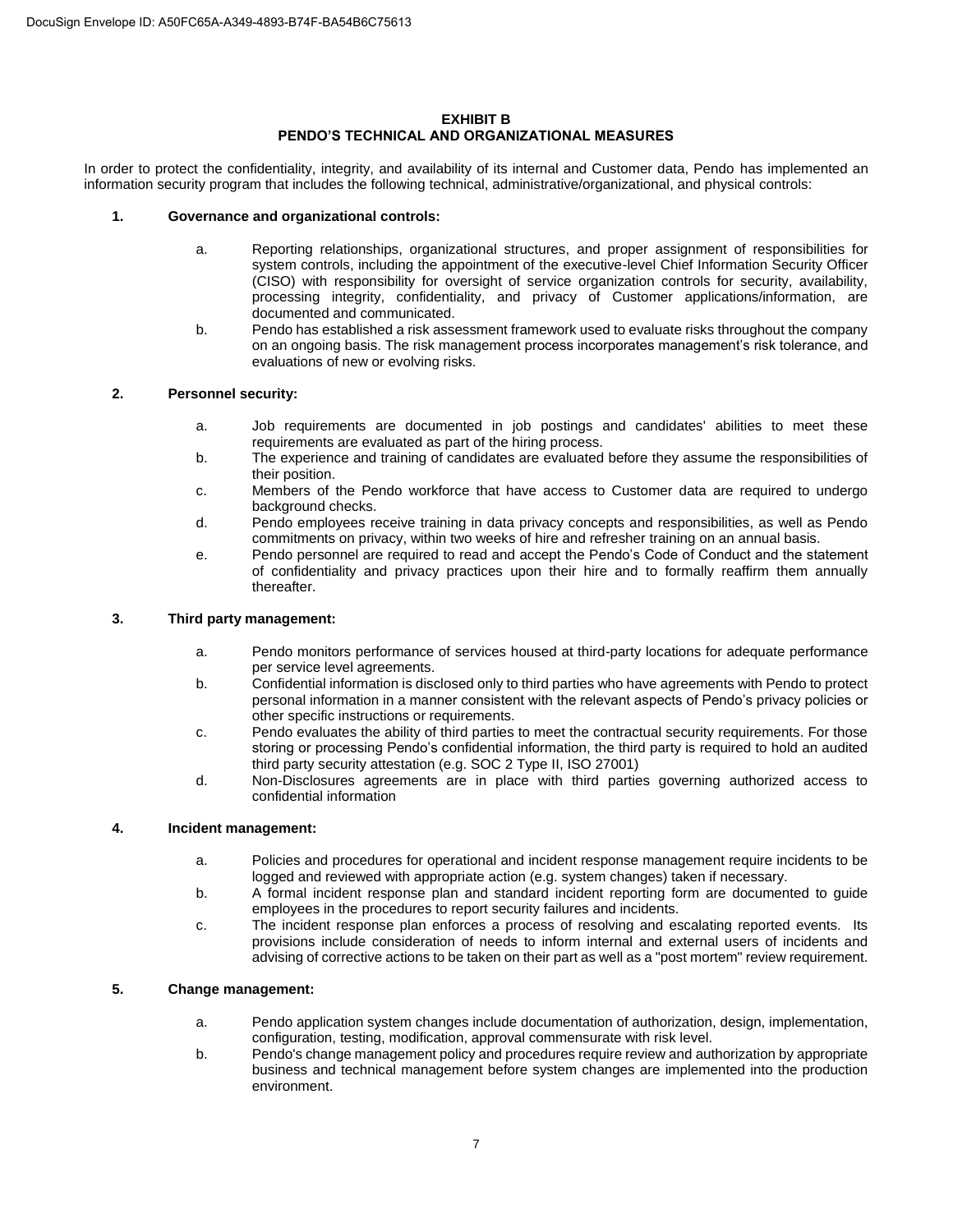## EXHIBIT B
## PENDO'S TECHNICAL AND ORGANIZATIONAL MEASURES

In order to protect the confidentiality, integrity, and availability of its internal and Customer data, Pendo has implemented an information security program that includes the following technical, administrative/organizational, and physical controls:

**1. Governance and organizational controls:**

a. Reporting relationships, organizational structures, and proper assignment of responsibilities for system controls, including the appointment of the executive-level Chief Information Security Officer (CISO) with responsibility for oversight of service organization controls for security, availability, processing integrity, confidentiality, and privacy of Customer applications/information, are documented and communicated.

b. Pendo has established a risk assessment framework used to evaluate risks throughout the company on an ongoing basis. The risk management process incorporates management's risk tolerance, and evaluations of new or evolving risks.

**2. Personnel security:**

a. Job requirements are documented in job postings and candidates' abilities to meet these requirements are evaluated as part of the hiring process.

b. The experience and training of candidates are evaluated before they assume the responsibilities of their position.

c. Members of the Pendo workforce that have access to Customer data are required to undergo background checks.

d. Pendo employees receive training in data privacy concepts and responsibilities, as well as Pendo commitments on privacy, within two weeks of hire and refresher training on an annual basis.

e. Pendo personnel are required to read and accept the Pendo's Code of Conduct and the statement of confidentiality and privacy practices upon their hire and to formally reaffirm them annually thereafter.

**3. Third party management:**

a. Pendo monitors performance of services housed at third-party locations for adequate performance per service level agreements.

b. Confidential information is disclosed only to third parties who have agreements with Pendo to protect personal information in a manner consistent with the relevant aspects of Pendo's privacy policies or other specific instructions or requirements.

c. Pendo evaluates the ability of third parties to meet the contractual security requirements. For those storing or processing Pendo's confidential information, the third party is required to hold an audited third party security attestation (e.g. SOC 2 Type II, ISO 27001)

d. Non-Disclosures agreements are in place with third parties governing authorized access to confidential information

**4. Incident management:**

a. Policies and procedures for operational and incident response management require incidents to be logged and reviewed with appropriate action (e.g. system changes) taken if necessary.

b. A formal incident response plan and standard incident reporting form are documented to guide employees in the procedures to report security failures and incidents.

c. The incident response plan enforces a process of resolving and escalating reported events. Its provisions include consideration of needs to inform internal and external users of incidents and advising of corrective actions to be taken on their part as well as a "post mortem" review requirement.

**5. Change management:**

a. Pendo application system changes include documentation of authorization, design, implementation, configuration, testing, modification, approval commensurate with risk level.

b. Pendo's change management policy and procedures require review and authorization by appropriate business and technical management before system changes are implemented into the production environment.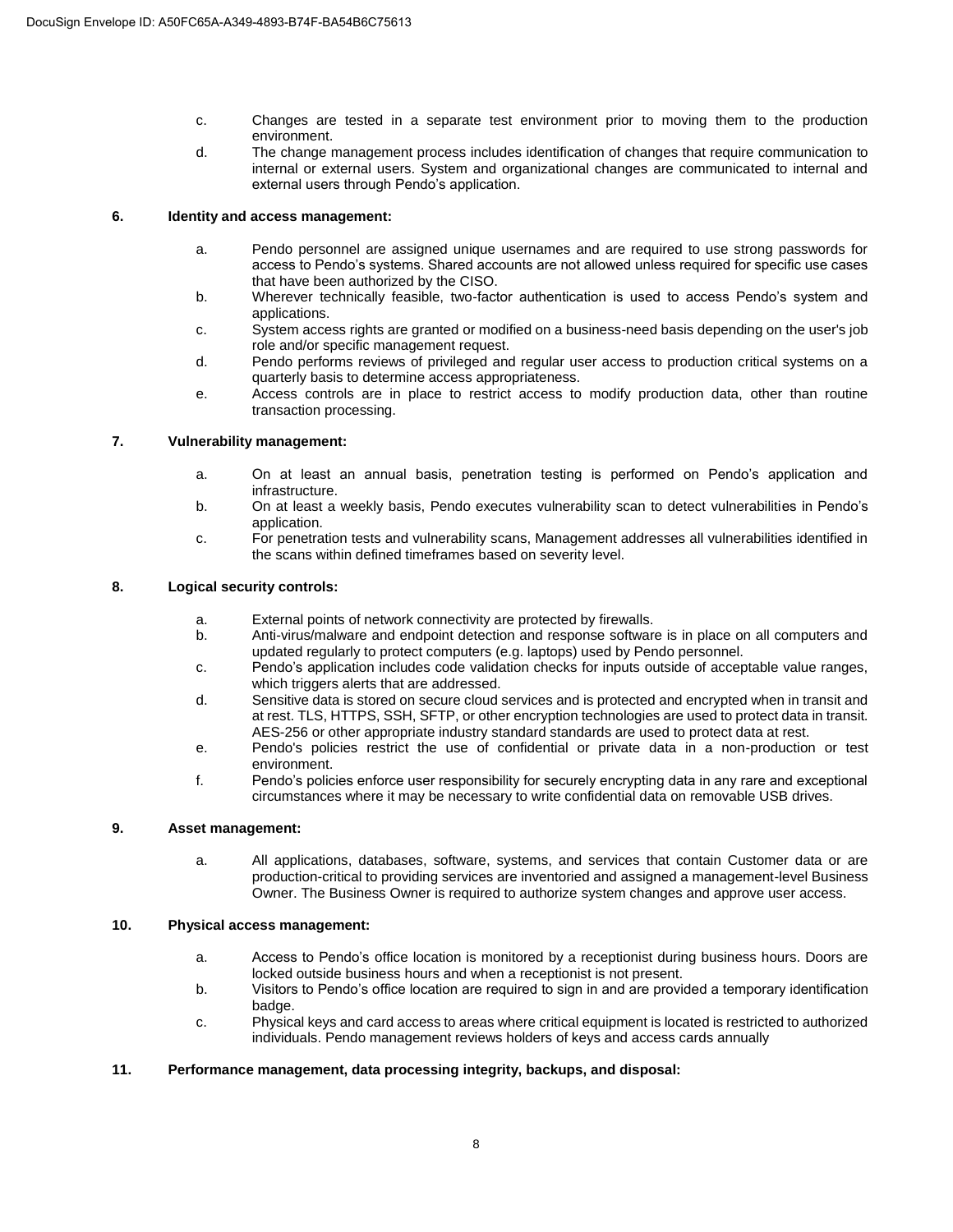c. Changes are tested in a separate test environment prior to moving them to the production environment.

d. The change management process includes identification of changes that require communication to internal or external users. System and organizational changes are communicated to internal and external users through Pendo's application.

**6. Identity and access management:**

a. Pendo personnel are assigned unique usernames and are required to use strong passwords for access to Pendo's systems. Shared accounts are not allowed unless required for specific use cases that have been authorized by the CISO.

b. Wherever technically feasible, two-factor authentication is used to access Pendo's system and applications.

c. System access rights are granted or modified on a business-need basis depending on the user's job role and/or specific management request.

d. Pendo performs reviews of privileged and regular user access to production critical systems on a quarterly basis to determine access appropriateness.

e. Access controls are in place to restrict access to modify production data, other than routine transaction processing.

**7. Vulnerability management:**

a. On at least an annual basis, penetration testing is performed on Pendo's application and infrastructure.

b. On at least a weekly basis, Pendo executes vulnerability scan to detect vulnerabilities in Pendo's application.

c. For penetration tests and vulnerability scans, Management addresses all vulnerabilities identified in the scans within defined timeframes based on severity level.

**8. Logical security controls:**

a. External points of network connectivity are protected by firewalls.

b. Anti-virus/malware and endpoint detection and response software is in place on all computers and updated regularly to protect computers (e.g. laptops) used by Pendo personnel.

c. Pendo's application includes code validation checks for inputs outside of acceptable value ranges, which triggers alerts that are addressed.

d. Sensitive data is stored on secure cloud services and is protected and encrypted when in transit and at rest. TLS, HTTPS, SSH, SFTP, or other encryption technologies are used to protect data in transit. AES-256 or other appropriate industry standard standards are used to protect data at rest.

e. Pendo's policies restrict the use of confidential or private data in a non-production or test environment.

f. Pendo's policies enforce user responsibility for securely encrypting data in any rare and exceptional circumstances where it may be necessary to write confidential data on removable USB drives.

**9. Asset management:**

a. All applications, databases, software, systems, and services that contain Customer data or are production-critical to providing services are inventoried and assigned a management-level Business Owner. The Business Owner is required to authorize system changes and approve user access.

**10. Physical access management:**

a. Access to Pendo's office location is monitored by a receptionist during business hours. Doors are locked outside business hours and when a receptionist is not present.

b. Visitors to Pendo's office location are required to sign in and are provided a temporary identification badge.

c. Physical keys and card access to areas where critical equipment is located is restricted to authorized individuals. Pendo management reviews holders of keys and access cards annually

**11. Performance management, data processing integrity, backups, and disposal:**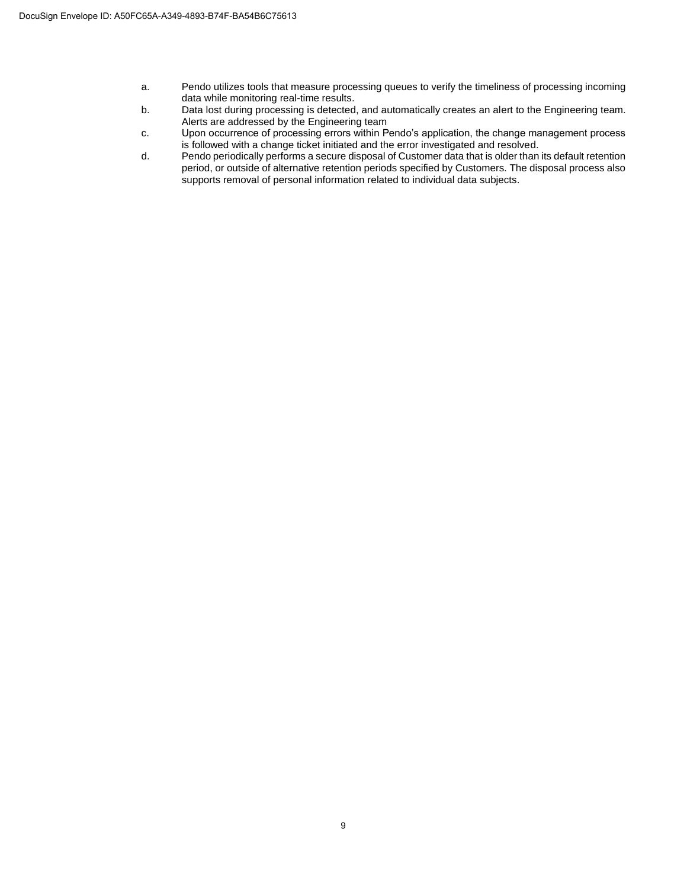a. Pendo utilizes tools that measure processing queues to verify the timeliness of processing incoming data while monitoring real-time results.
b. Data lost during processing is detected, and automatically creates an alert to the Engineering team. Alerts are addressed by the Engineering team
c. Upon occurrence of processing errors within Pendo's application, the change management process is followed with a change ticket initiated and the error investigated and resolved.
d. Pendo periodically performs a secure disposal of Customer data that is older than its default retention period, or outside of alternative retention periods specified by Customers. The disposal process also supports removal of personal information related to individual data subjects.